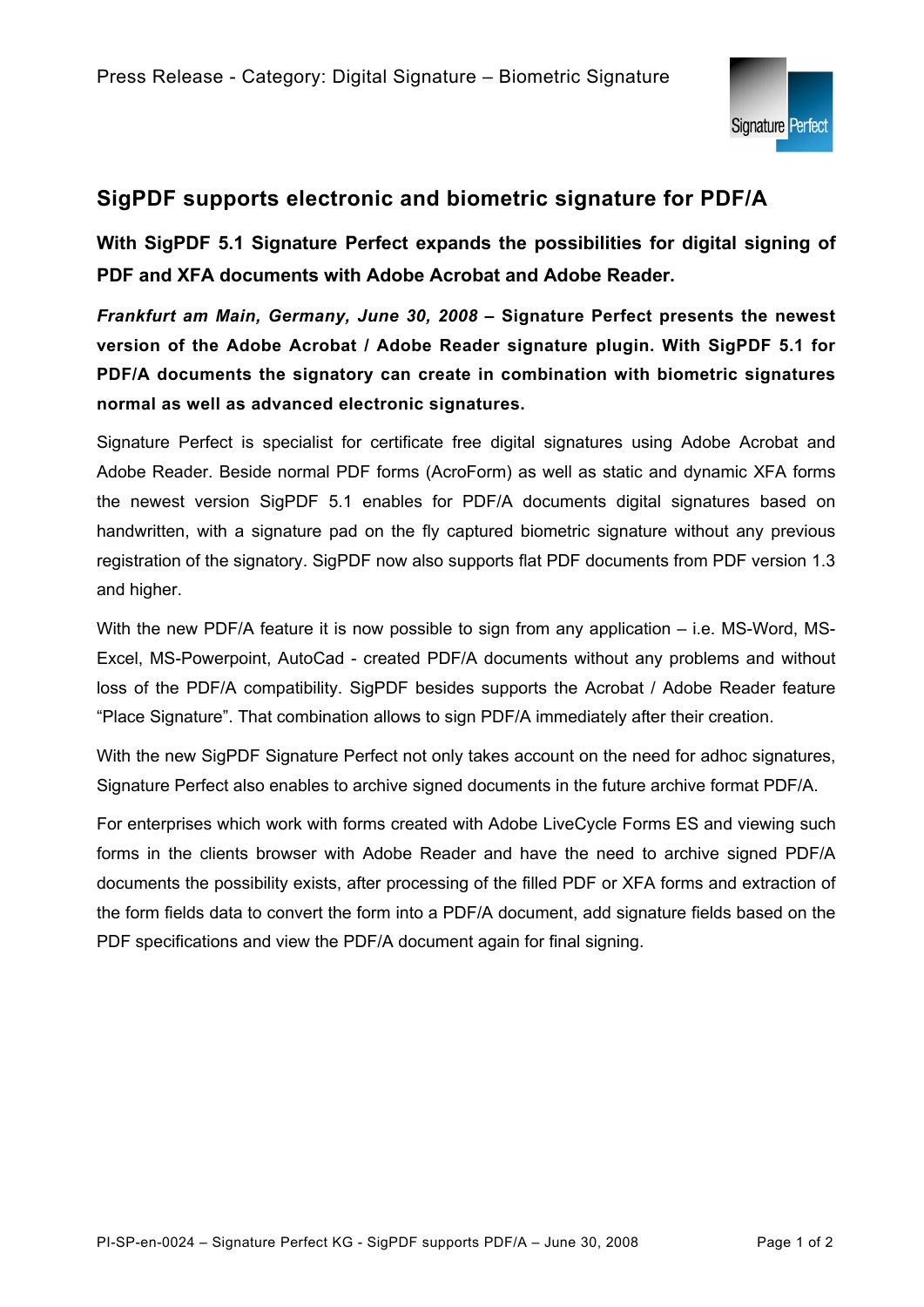Press Release - Category: Digital Signature – Biometric Signature

## SigPDF supports electronic and biometric signature for PDF/A

**With SigPDF 5.1 Signature Perfect expands the possibilities for digital signing of PDF and XFA documents with Adobe Acrobat and Adobe Reader.**

***Frankfurt am Main, Germany, June 30, 2008* – Signature Perfect presents the newest version of the Adobe Acrobat / Adobe Reader signature plugin. With SigPDF 5.1 for PDF/A documents the signatory can create in combination with biometric signatures normal as well as advanced electronic signatures.**

Signature Perfect is specialist for certificate free digital signatures using Adobe Acrobat and Adobe Reader. Beside normal PDF forms (AcroForm) as well as static and dynamic XFA forms the newest version SigPDF 5.1 enables for PDF/A documents digital signatures based on handwritten, with a signature pad on the fly captured biometric signature without any previous registration of the signatory. SigPDF now also supports flat PDF documents from PDF version 1.3 and higher.

With the new PDF/A feature it is now possible to sign from any application – i.e. MS-Word, MS-Excel, MS-Powerpoint, AutoCad - created PDF/A documents without any problems and without loss of the PDF/A compatibility. SigPDF besides supports the Acrobat / Adobe Reader feature "Place Signature". That combination allows to sign PDF/A immediately after their creation.

With the new SigPDF Signature Perfect not only takes account on the need for adhoc signatures, Signature Perfect also enables to archive signed documents in the future archive format PDF/A.

For enterprises which work with forms created with Adobe LiveCycle Forms ES and viewing such forms in the clients browser with Adobe Reader and have the need to archive signed PDF/A documents the possibility exists, after processing of the filled PDF or XFA forms and extraction of the form fields data to convert the form into a PDF/A document, add signature fields based on the PDF specifications and view the PDF/A document again for final signing.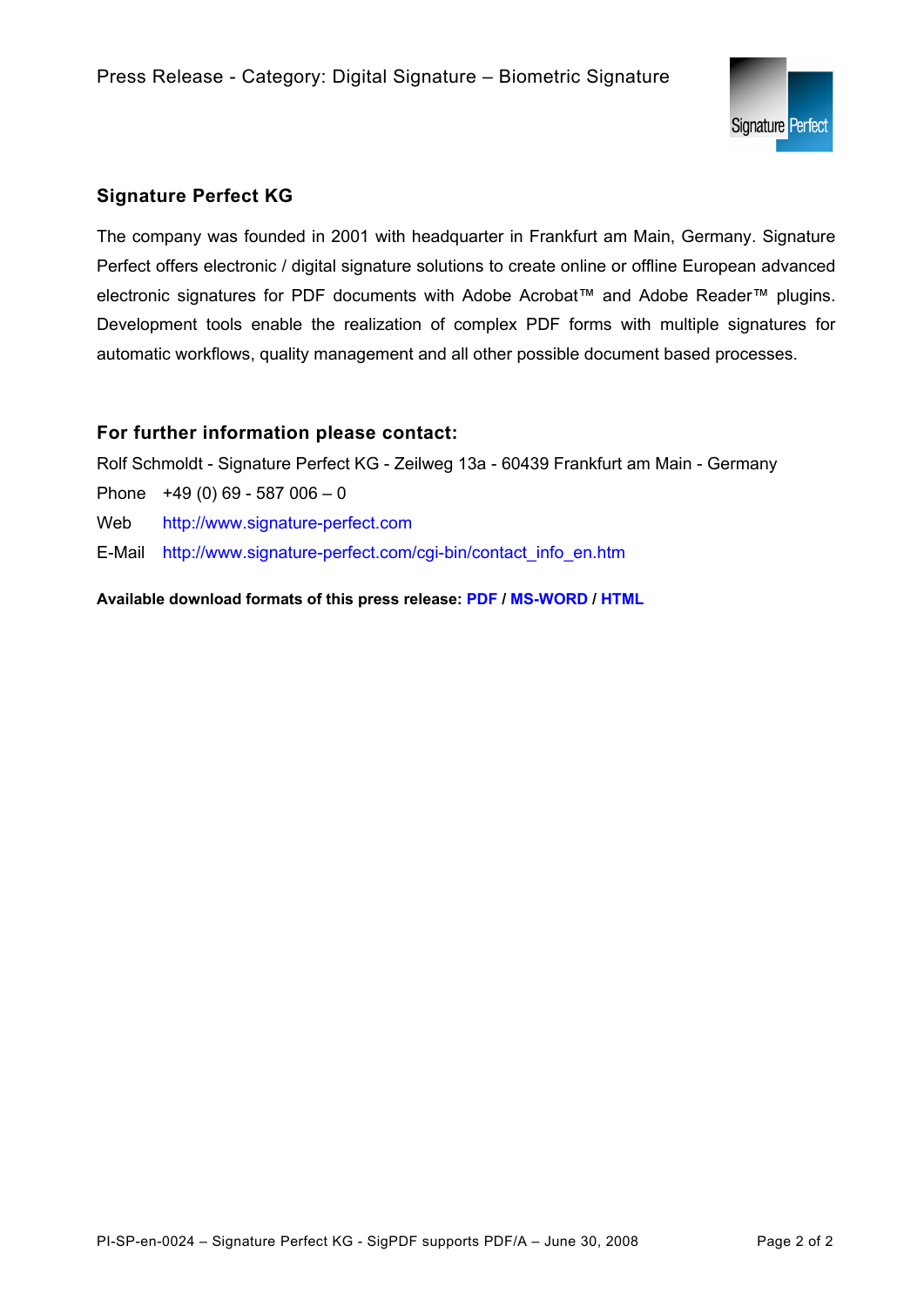## Signature Perfect KG

The company was founded in 2001 with headquarter in Frankfurt am Main, Germany. Signature Perfect offers electronic / digital signature solutions to create online or offline European advanced electronic signatures for PDF documents with Adobe Acrobat™ and Adobe Reader™ plugins. Development tools enable the realization of complex PDF forms with multiple signatures for automatic workflows, quality management and all other possible document based processes.

## For further information please contact:

Rolf Schmoldt - Signature Perfect KG - Zeilweg 13a - 60439 Frankfurt am Main - Germany

Phone +49 (0) 69 - 587 006 – 0

Web http://www.signature-perfect.com

E-Mail http://www.signature-perfect.com/cgi-bin/contact_info_en.htm

**Available download formats of this press release: PDF / MS-WORD / HTML**